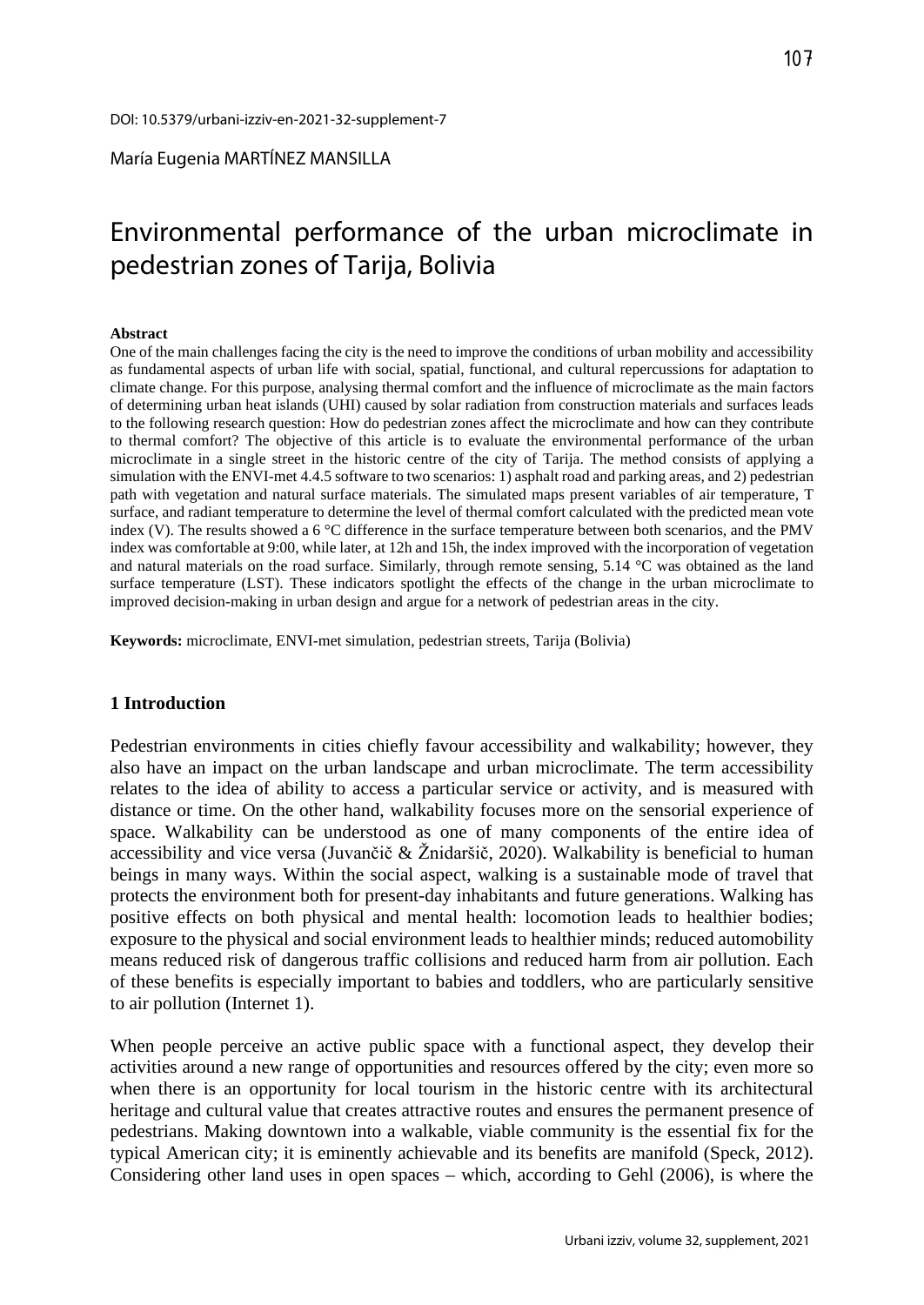DOI: 10.5379/urbani-izziv-en-2021-32-supplement-7

María Eugenia MARTÍNEZ MANSILLA

# Environmental performance of the urban microclimate in pedestrian zones of Tarija, Bolivia

**Abstract**

One of the main challenges facing the city is the need to improve the conditions of urban mobility and accessibility as fundamental aspects of urban life with social, spatial, functional, and cultural repercussions for adaptation to climate change. For this purpose, analysing thermal comfort and the influence of microclimate as the main factors of determining urban heat islands (UHI) caused by solar radiation from construction materials and surfaces leads to the following research question: How do pedestrian zones affect the microclimate and how can they contribute to thermal comfort? The objective of this article is to evaluate the environmental performance of the urban microclimate in a single street in the historic centre of the city of Tarija. The method consists of applying a simulation with the ENVI-met 4.4.5 software to two scenarios: 1) asphalt road and parking areas, and 2) pedestrian path with vegetation and natural surface materials. The simulated maps present variables of air temperature, T surface, and radiant temperature to determine the level of thermal comfort calculated with the predicted mean vote index (V). The results showed a 6 °C difference in the surface temperature between both scenarios, and the PMV index was comfortable at 9:00, while later, at 12h and 15h, the index improved with the incorporation of vegetation and natural materials on the road surface. Similarly, through remote sensing, 5.14 °C was obtained as the land surface temperature (LST). These indicators spotlight the effects of the change in the urban microclimate to improved decision-making in urban design and argue for a network of pedestrian areas in the city.

**Keywords:** microclimate, ENVI-met simulation, pedestrian streets, Tarija (Bolivia)

## 1 Introduction

Pedestrian environments in cities chiefly favour accessibility and walkability; however, they also have an impact on the urban landscape and urban microclimate. The term accessibility relates to the idea of ability to access a particular service or activity, and is measured with distance or time. On the other hand, walkability focuses more on the sensorial experience of space. Walkability can be understood as one of many components of the entire idea of accessibility and vice versa (Juvančič & Žnidaršič, 2020). Walkability is beneficial to human beings in many ways. Within the social aspect, walking is a sustainable mode of travel that protects the environment both for present-day inhabitants and future generations. Walking has positive effects on both physical and mental health: locomotion leads to healthier bodies; exposure to the physical and social environment leads to healthier minds; reduced automobility means reduced risk of dangerous traffic collisions and reduced harm from air pollution. Each of these benefits is especially important to babies and toddlers, who are particularly sensitive to air pollution (Internet 1).

When people perceive an active public space with a functional aspect, they develop their activities around a new range of opportunities and resources offered by the city; even more so when there is an opportunity for local tourism in the historic centre with its architectural heritage and cultural value that creates attractive routes and ensures the permanent presence of pedestrians. Making downtown into a walkable, viable community is the essential fix for the typical American city; it is eminently achievable and its benefits are manifold (Speck, 2012). Considering other land uses in open spaces – which, according to Gehl (2006), is where the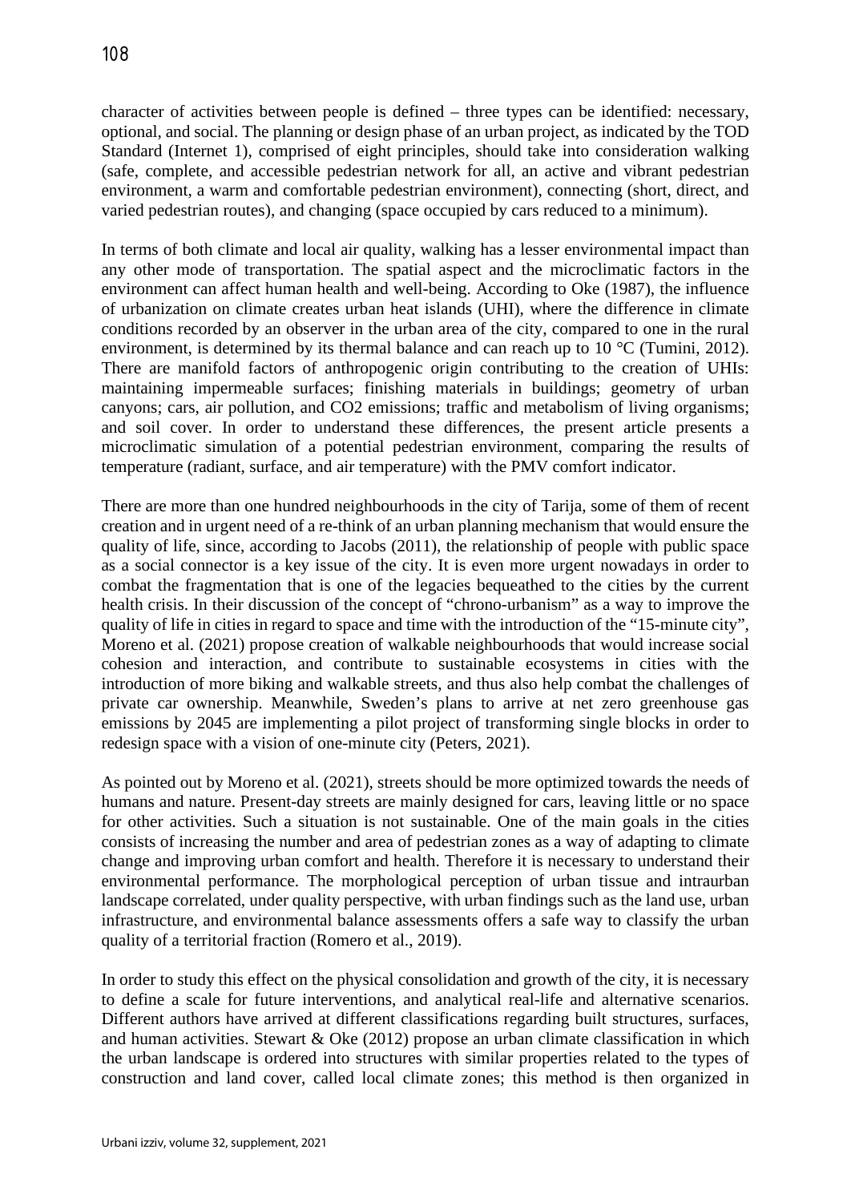character of activities between people is defined – three types can be identified: necessary, optional, and social. The planning or design phase of an urban project, as indicated by the TOD Standard (Internet 1), comprised of eight principles, should take into consideration walking (safe, complete, and accessible pedestrian network for all, an active and vibrant pedestrian environment, a warm and comfortable pedestrian environment), connecting (short, direct, and varied pedestrian routes), and changing (space occupied by cars reduced to a minimum).

In terms of both climate and local air quality, walking has a lesser environmental impact than any other mode of transportation. The spatial aspect and the microclimatic factors in the environment can affect human health and well-being. According to Oke (1987), the influence of urbanization on climate creates urban heat islands (UHI), where the difference in climate conditions recorded by an observer in the urban area of the city, compared to one in the rural environment, is determined by its thermal balance and can reach up to 10 °C (Tumini, 2012). There are manifold factors of anthropogenic origin contributing to the creation of UHIs: maintaining impermeable surfaces; finishing materials in buildings; geometry of urban canyons; cars, air pollution, and $CO_2$ emissions; traffic and metabolism of living organisms; and soil cover. In order to understand these differences, the present article presents a microclimatic simulation of a potential pedestrian environment, comparing the results of temperature (radiant, surface, and air temperature) with the PMV comfort indicator.

There are more than one hundred neighbourhoods in the city of Tarija, some of them of recent creation and in urgent need of a re-think of an urban planning mechanism that would ensure the quality of life, since, according to Jacobs (2011), the relationship of people with public space as a social connector is a key issue of the city. It is even more urgent nowadays in order to combat the fragmentation that is one of the legacies bequeathed to the cities by the current health crisis. In their discussion of the concept of "chrono-urbanism" as a way to improve the quality of life in cities in regard to space and time with the introduction of the "15-minute city", Moreno et al. (2021) propose creation of walkable neighbourhoods that would increase social cohesion and interaction, and contribute to sustainable ecosystems in cities with the introduction of more biking and walkable streets, and thus also help combat the challenges of private car ownership. Meanwhile, Sweden's plans to arrive at net zero greenhouse gas emissions by 2045 are implementing a pilot project of transforming single blocks in order to redesign space with a vision of one-minute city (Peters, 2021).

As pointed out by Moreno et al. (2021), streets should be more optimized towards the needs of humans and nature. Present-day streets are mainly designed for cars, leaving little or no space for other activities. Such a situation is not sustainable. One of the main goals in the cities consists of increasing the number and area of pedestrian zones as a way of adapting to climate change and improving urban comfort and health. Therefore it is necessary to understand their environmental performance. The morphological perception of urban tissue and intraurban landscape correlated, under quality perspective, with urban findings such as the land use, urban infrastructure, and environmental balance assessments offers a safe way to classify the urban quality of a territorial fraction (Romero et al., 2019).

In order to study this effect on the physical consolidation and growth of the city, it is necessary to define a scale for future interventions, and analytical real-life and alternative scenarios. Different authors have arrived at different classifications regarding built structures, surfaces, and human activities. Stewart & Oke (2012) propose an urban climate classification in which the urban landscape is ordered into structures with similar properties related to the types of construction and land cover, called local climate zones; this method is then organized in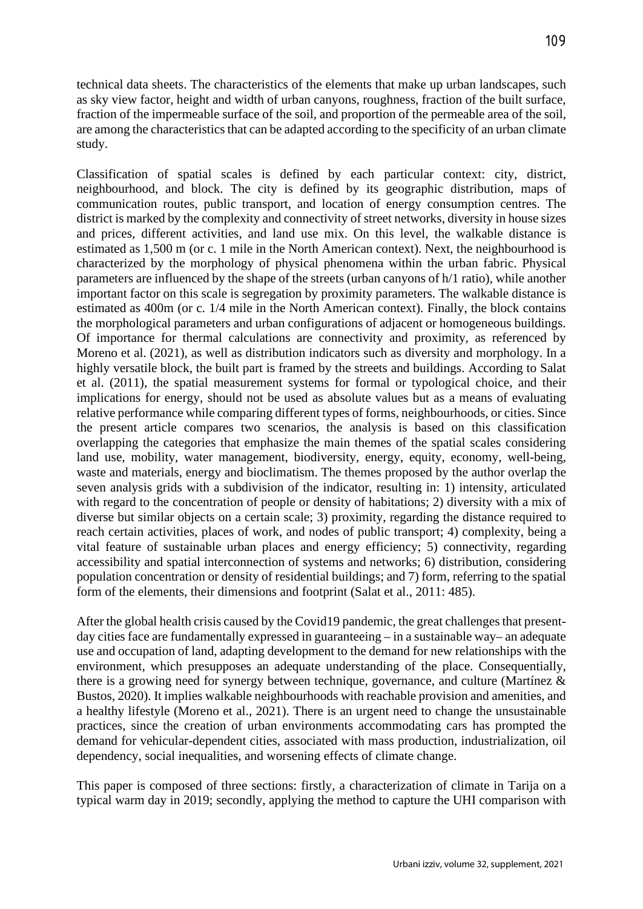technical data sheets. The characteristics of the elements that make up urban landscapes, such as sky view factor, height and width of urban canyons, roughness, fraction of the built surface, fraction of the impermeable surface of the soil, and proportion of the permeable area of the soil, are among the characteristics that can be adapted according to the specificity of an urban climate study.

Classification of spatial scales is defined by each particular context: city, district, neighbourhood, and block. The city is defined by its geographic distribution, maps of communication routes, public transport, and location of energy consumption centres. The district is marked by the complexity and connectivity of street networks, diversity in house sizes and prices, different activities, and land use mix. On this level, the walkable distance is estimated as 1,500 m (or c. 1 mile in the North American context). Next, the neighbourhood is characterized by the morphology of physical phenomena within the urban fabric. Physical parameters are influenced by the shape of the streets (urban canyons of h/1 ratio), while another important factor on this scale is segregation by proximity parameters. The walkable distance is estimated as 400m (or c. 1/4 mile in the North American context). Finally, the block contains the morphological parameters and urban configurations of adjacent or homogeneous buildings. Of importance for thermal calculations are connectivity and proximity, as referenced by Moreno et al. (2021), as well as distribution indicators such as diversity and morphology. In a highly versatile block, the built part is framed by the streets and buildings. According to Salat et al. (2011), the spatial measurement systems for formal or typological choice, and their implications for energy, should not be used as absolute values but as a means of evaluating relative performance while comparing different types of forms, neighbourhoods, or cities. Since the present article compares two scenarios, the analysis is based on this classification overlapping the categories that emphasize the main themes of the spatial scales considering land use, mobility, water management, biodiversity, energy, equity, economy, well-being, waste and materials, energy and bioclimatism. The themes proposed by the author overlap the seven analysis grids with a subdivision of the indicator, resulting in: 1) intensity, articulated with regard to the concentration of people or density of habitations; 2) diversity with a mix of diverse but similar objects on a certain scale; 3) proximity, regarding the distance required to reach certain activities, places of work, and nodes of public transport; 4) complexity, being a vital feature of sustainable urban places and energy efficiency; 5) connectivity, regarding accessibility and spatial interconnection of systems and networks; 6) distribution, considering population concentration or density of residential buildings; and 7) form, referring to the spatial form of the elements, their dimensions and footprint (Salat et al., 2011: 485).

After the global health crisis caused by the Covid19 pandemic, the great challenges that present-day cities face are fundamentally expressed in guaranteeing – in a sustainable way– an adequate use and occupation of land, adapting development to the demand for new relationships with the environment, which presupposes an adequate understanding of the place. Consequentially, there is a growing need for synergy between technique, governance, and culture (Martínez & Bustos, 2020). It implies walkable neighbourhoods with reachable provision and amenities, and a healthy lifestyle (Moreno et al., 2021). There is an urgent need to change the unsustainable practices, since the creation of urban environments accommodating cars has prompted the demand for vehicular-dependent cities, associated with mass production, industrialization, oil dependency, social inequalities, and worsening effects of climate change.

This paper is composed of three sections: firstly, a characterization of climate in Tarija on a typical warm day in 2019; secondly, applying the method to capture the UHI comparison with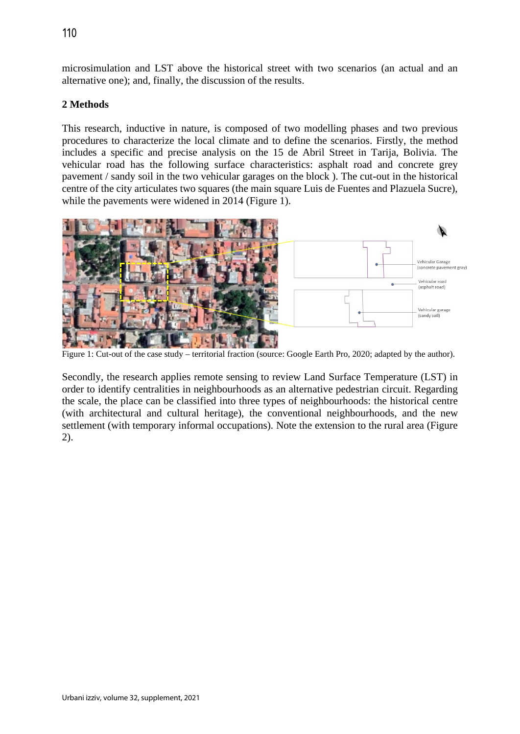microsimulation and LST above the historical street with two scenarios (an actual and an alternative one); and, finally, the discussion of the results.

**2 Methods**

This research, inductive in nature, is composed of two modelling phases and two previous procedures to characterize the local climate and to define the scenarios. Firstly, the method includes a specific and precise analysis on the 15 de Abril Street in Tarija, Bolivia. The vehicular road has the following surface characteristics: asphalt road and concrete grey pavement / sandy soil in the two vehicular garages on the block ). The cut-out in the historical centre of the city articulates two squares (the main square Luis de Fuentes and Plazuela Sucre), while the pavements were widened in 2014 (Figure 1).

Figure 1: Cut-out of the case study – territorial fraction (source: Google Earth Pro, 2020; adapted by the author).

Secondly, the research applies remote sensing to review Land Surface Temperature (LST) in order to identify centralities in neighbourhoods as an alternative pedestrian circuit. Regarding the scale, the place can be classified into three types of neighbourhoods: the historical centre (with architectural and cultural heritage), the conventional neighbourhoods, and the new settlement (with temporary informal occupations). Note the extension to the rural area (Figure 2).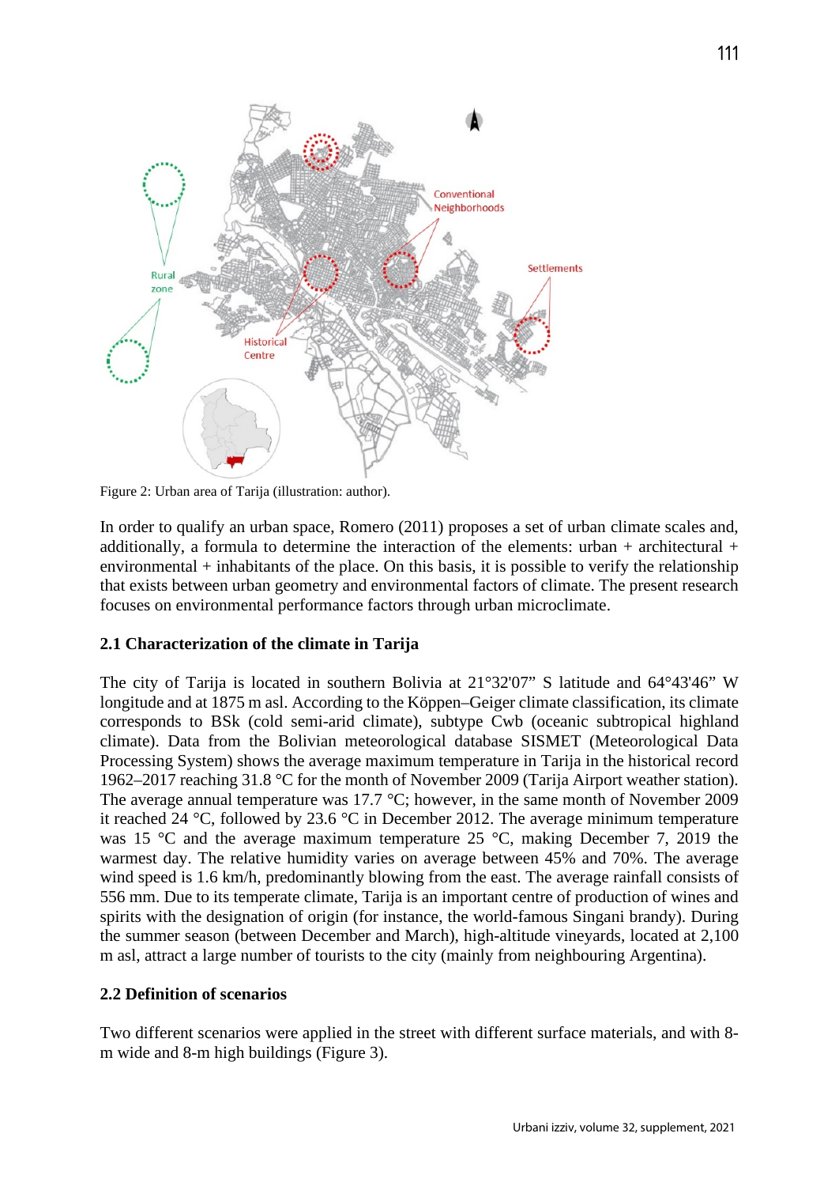Figure 2: Urban area of Tarija (illustration: author).

In order to qualify an urban space, Romero (2011) proposes a set of urban climate scales and, additionally, a formula to determine the interaction of the elements: urban + architectural + environmental + inhabitants of the place. On this basis, it is possible to verify the relationship that exists between urban geometry and environmental factors of climate. The present research focuses on environmental performance factors through urban microclimate.

## 2.1 Characterization of the climate in Tarija

The city of Tarija is located in southern Bolivia at 21°32'07" S latitude and 64°43'46" W longitude and at 1875 m asl. According to the Köppen–Geiger climate classification, its climate corresponds to BSk (cold semi-arid climate), subtype Cwb (oceanic subtropical highland climate). Data from the Bolivian meteorological database SISMET (Meteorological Data Processing System) shows the average maximum temperature in Tarija in the historical record 1962–2017 reaching 31.8 °C for the month of November 2009 (Tarija Airport weather station). The average annual temperature was 17.7 °C; however, in the same month of November 2009 it reached 24 °C, followed by 23.6 °C in December 2012. The average minimum temperature was 15 °C and the average maximum temperature 25 °C, making December 7, 2019 the warmest day. The relative humidity varies on average between 45% and 70%. The average wind speed is 1.6 km/h, predominantly blowing from the east. The average rainfall consists of 556 mm. Due to its temperate climate, Tarija is an important centre of production of wines and spirits with the designation of origin (for instance, the world-famous Singani brandy). During the summer season (between December and March), high-altitude vineyards, located at 2,100 m asl, attract a large number of tourists to the city (mainly from neighbouring Argentina).

## 2.2 Definition of scenarios

Two different scenarios were applied in the street with different surface materials, and with 8-m wide and 8-m high buildings (Figure 3).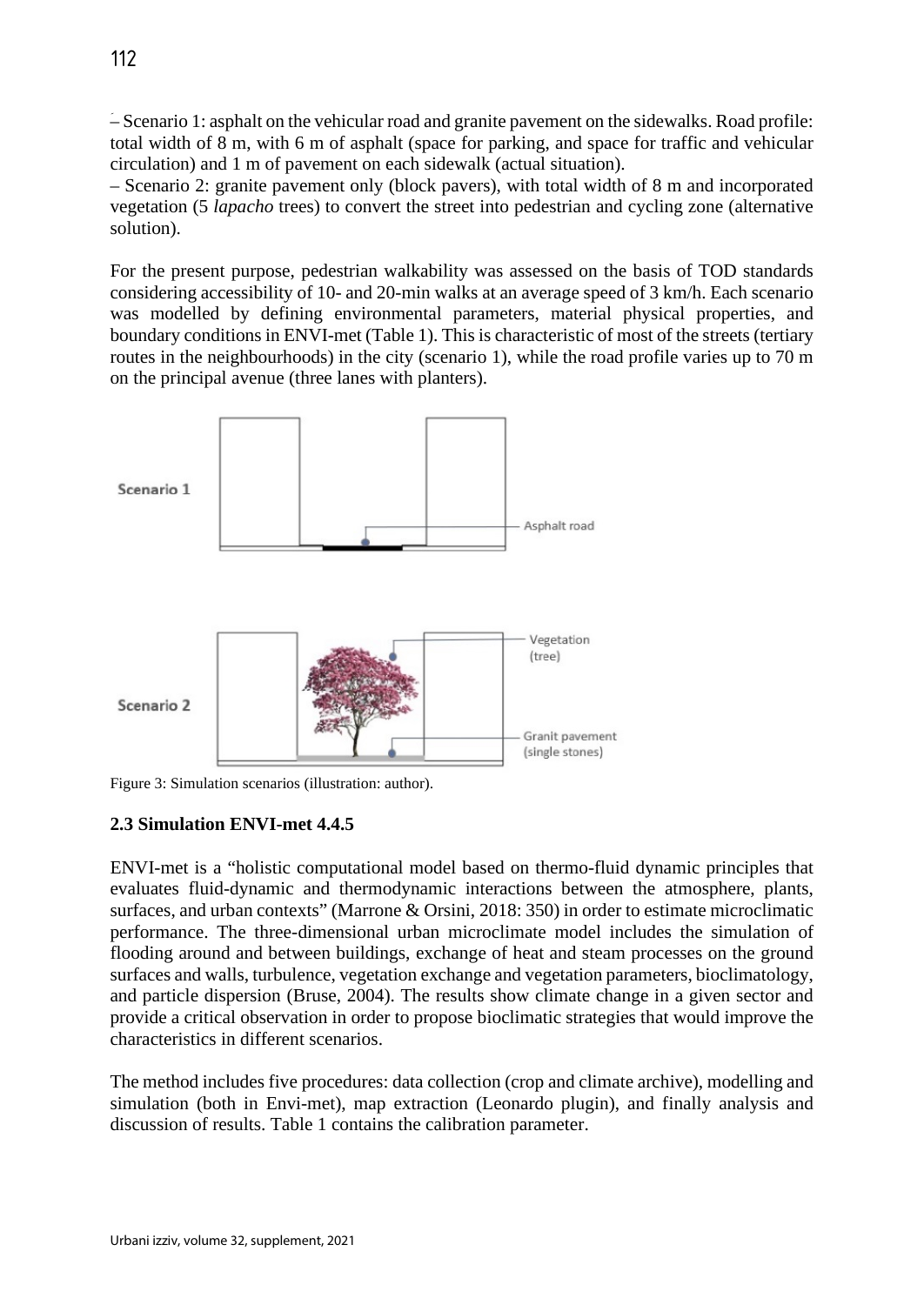– Scenario 1: asphalt on the vehicular road and granite pavement on the sidewalks. Road profile: total width of 8 m, with 6 m of asphalt (space for parking, and space for traffic and vehicular circulation) and 1 m of pavement on each sidewalk (actual situation).
– Scenario 2: granite pavement only (block pavers), with total width of 8 m and incorporated vegetation (5 *lapacho* trees) to convert the street into pedestrian and cycling zone (alternative solution).

For the present purpose, pedestrian walkability was assessed on the basis of TOD standards considering accessibility of 10- and 20-min walks at an average speed of 3 km/h. Each scenario was modelled by defining environmental parameters, material physical properties, and boundary conditions in ENVI-met (Table 1). This is characteristic of most of the streets (tertiary routes in the neighbourhoods) in the city (scenario 1), while the road profile varies up to 70 m on the principal avenue (three lanes with planters).

Scenario 1

Asphalt road

Scenario 2

Vegetation (tree)

Granit pavement (single stones)

Figure 3: Simulation scenarios (illustration: author).

### 2.3 Simulation ENVI-met 4.4.5

ENVI-met is a "holistic computational model based on thermo-fluid dynamic principles that evaluates fluid-dynamic and thermodynamic interactions between the atmosphere, plants, surfaces, and urban contexts" (Marrone & Orsini, 2018: 350) in order to estimate microclimatic performance. The three-dimensional urban microclimate model includes the simulation of flooding around and between buildings, exchange of heat and steam processes on the ground surfaces and walls, turbulence, vegetation exchange and vegetation parameters, bioclimatology, and particle dispersion (Bruse, 2004). The results show climate change in a given sector and provide a critical observation in order to propose bioclimatic strategies that would improve the characteristics in different scenarios.

The method includes five procedures: data collection (crop and climate archive), modelling and simulation (both in Envi-met), map extraction (Leonardo plugin), and finally analysis and discussion of results. Table 1 contains the calibration parameter.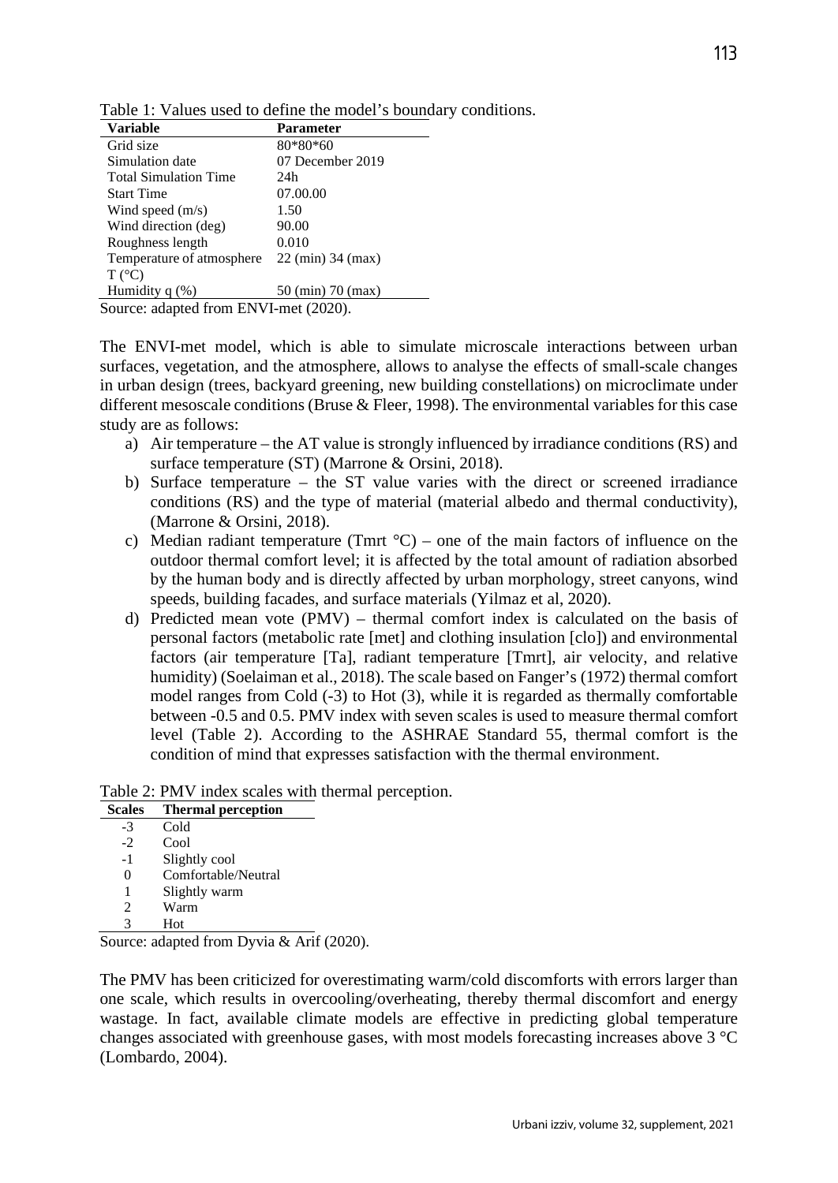Table 1: Values used to define the model's boundary conditions.

| Variable | Parameter |
|---|---|
| Grid size | 80*80*60 |
| Simulation date | 07 December 2019 |
| Total Simulation Time | 24h |
| Start Time | 07.00.00 |
| Wind speed (m/s) | 1.50 |
| Wind direction (deg) | 90.00 |
| Roughness length | 0.010 |
| Temperature of atmosphere T (°C) | 22 (min) 34 (max) |
| Humidity q (%) | 50 (min) 70 (max) |

Source: adapted from ENVI-met (2020).

The ENVI-met model, which is able to simulate microscale interactions between urban surfaces, vegetation, and the atmosphere, allows to analyse the effects of small-scale changes in urban design (trees, backyard greening, new building constellations) on microclimate under different mesoscale conditions (Bruse & Fleer, 1998). The environmental variables for this case study are as follows:

a) Air temperature – the AT value is strongly influenced by irradiance conditions (RS) and surface temperature (ST) (Marrone & Orsini, 2018).
b) Surface temperature – the ST value varies with the direct or screened irradiance conditions (RS) and the type of material (material albedo and thermal conductivity), (Marrone & Orsini, 2018).
c) Median radiant temperature (Tmrt °C) – one of the main factors of influence on the outdoor thermal comfort level; it is affected by the total amount of radiation absorbed by the human body and is directly affected by urban morphology, street canyons, wind speeds, building facades, and surface materials (Yilmaz et al, 2020).
d) Predicted mean vote (PMV) – thermal comfort index is calculated on the basis of personal factors (metabolic rate [met] and clothing insulation [clo]) and environmental factors (air temperature [Ta], radiant temperature [Tmrt], air velocity, and relative humidity) (Soelaiman et al., 2018). The scale based on Fanger's (1972) thermal comfort model ranges from Cold (-3) to Hot (3), while it is regarded as thermally comfortable between -0.5 and 0.5. PMV index with seven scales is used to measure thermal comfort level (Table 2). According to the ASHRAE Standard 55, thermal comfort is the condition of mind that expresses satisfaction with the thermal environment.

Table 2: PMV index scales with thermal perception.

| Scales | Thermal perception |
|---|---|
| -3 | Cold |
| -2 | Cool |
| -1 | Slightly cool |
| 0 | Comfortable/Neutral |
| 1 | Slightly warm |
| 2 | Warm |
| 3 | Hot |

Source: adapted from Dyvia & Arif (2020).

The PMV has been criticized for overestimating warm/cold discomforts with errors larger than one scale, which results in overcooling/overheating, thereby thermal discomfort and energy wastage. In fact, available climate models are effective in predicting global temperature changes associated with greenhouse gases, with most models forecasting increases above 3 °C (Lombardo, 2004).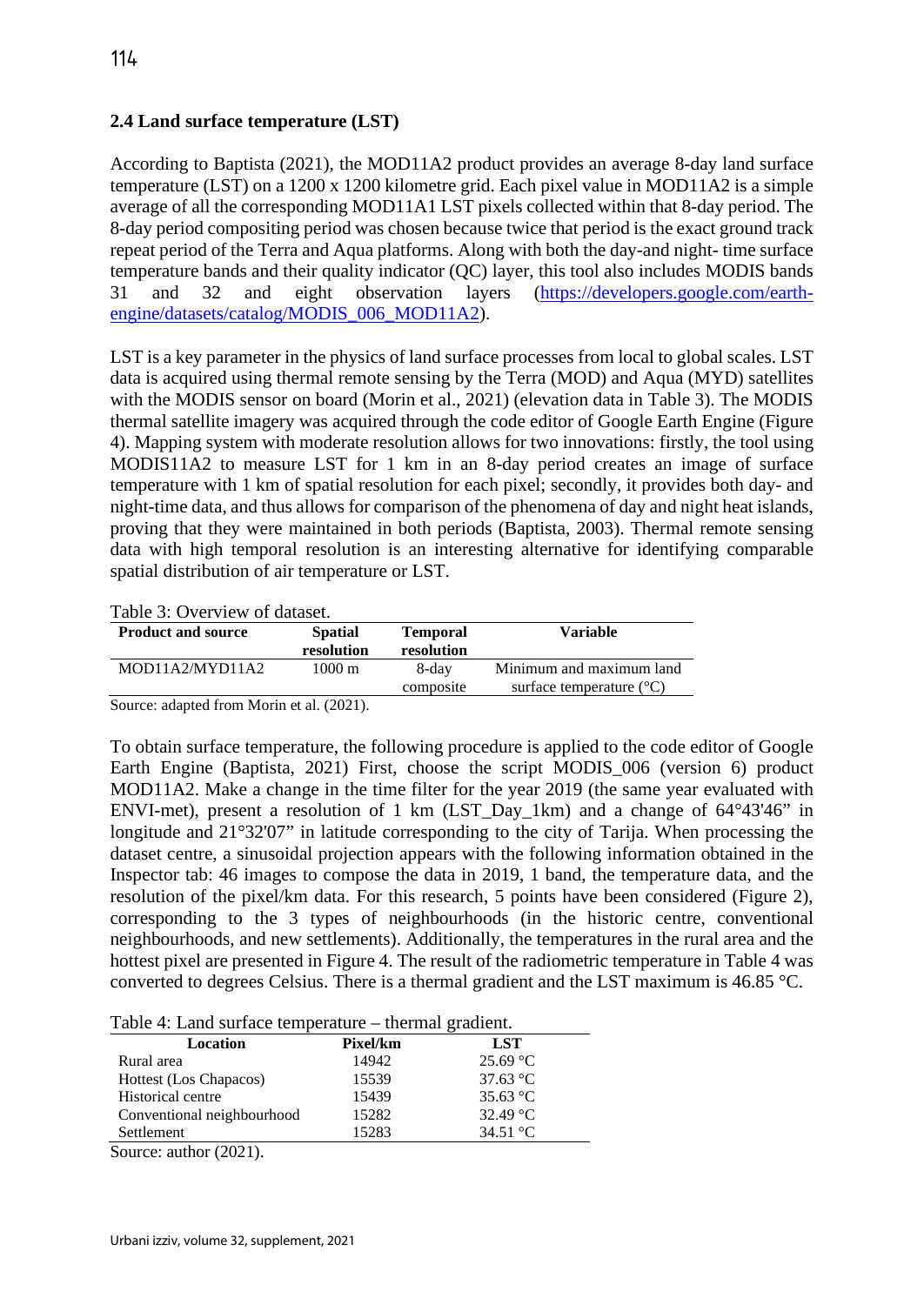### 2.4 Land surface temperature (LST)

According to Baptista (2021), the MOD11A2 product provides an average 8-day land surface temperature (LST) on a 1200 x 1200 kilometre grid. Each pixel value in MOD11A2 is a simple average of all the corresponding MOD11A1 LST pixels collected within that 8-day period. The 8-day period compositing period was chosen because twice that period is the exact ground track repeat period of the Terra and Aqua platforms. Along with both the day-and night- time surface temperature bands and their quality indicator (QC) layer, this tool also includes MODIS bands 31 and 32 and eight observation layers (https://developers.google.com/earth-engine/datasets/catalog/MODIS_006_MOD11A2).

LST is a key parameter in the physics of land surface processes from local to global scales. LST data is acquired using thermal remote sensing by the Terra (MOD) and Aqua (MYD) satellites with the MODIS sensor on board (Morin et al., 2021) (elevation data in Table 3). The MODIS thermal satellite imagery was acquired through the code editor of Google Earth Engine (Figure 4). Mapping system with moderate resolution allows for two innovations: firstly, the tool using MODIS11A2 to measure LST for 1 km in an 8-day period creates an image of surface temperature with 1 km of spatial resolution for each pixel; secondly, it provides both day- and night-time data, and thus allows for comparison of the phenomena of day and night heat islands, proving that they were maintained in both periods (Baptista, 2003). Thermal remote sensing data with high temporal resolution is an interesting alternative for identifying comparable spatial distribution of air temperature or LST.

Table 3: Overview of dataset.

| Product and source | Spatial resolution | Temporal resolution | Variable |
|---|---|---|---|
| MOD11A2/MYD11A2 | 1000 m | 8-day composite | Minimum and maximum land surface temperature (°C) |

Source: adapted from Morin et al. (2021).

To obtain surface temperature, the following procedure is applied to the code editor of Google Earth Engine (Baptista, 2021) First, choose the script MODIS_006 (version 6) product MOD11A2. Make a change in the time filter for the year 2019 (the same year evaluated with ENVI-met), present a resolution of 1 km (LST_Day_1km) and a change of 64°43'46" in longitude and 21°32'07" in latitude corresponding to the city of Tarija. When processing the dataset centre, a sinusoidal projection appears with the following information obtained in the Inspector tab: 46 images to compose the data in 2019, 1 band, the temperature data, and the resolution of the pixel/km data. For this research, 5 points have been considered (Figure 2), corresponding to the 3 types of neighbourhoods (in the historic centre, conventional neighbourhoods, and new settlements). Additionally, the temperatures in the rural area and the hottest pixel are presented in Figure 4. The result of the radiometric temperature in Table 4 was converted to degrees Celsius. There is a thermal gradient and the LST maximum is 46.85 °C.

Table 4: Land surface temperature – thermal gradient.

| Location | Pixel/km | LST |
|---|---|---|
| Rural area | 14942 | 25.69 °C |
| Hottest (Los Chapacos) | 15539 | 37.63 °C |
| Historical centre | 15439 | 35.63 °C |
| Conventional neighbourhood | 15282 | 32.49 °C |
| Settlement | 15283 | 34.51 °C |

Source: author (2021).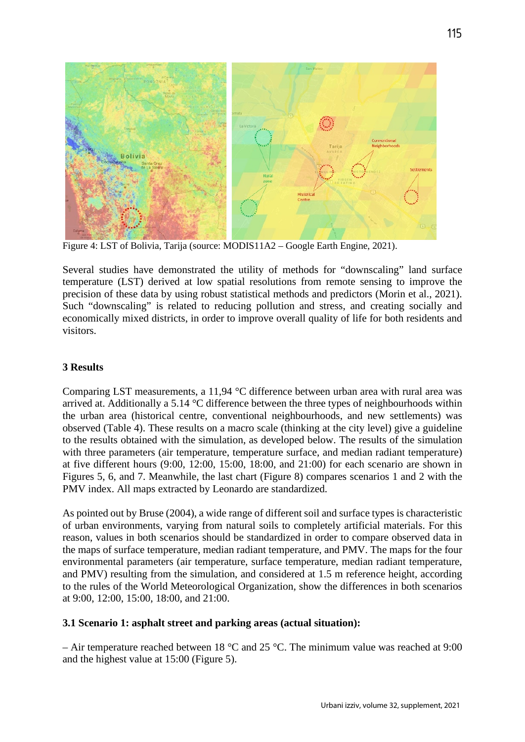Figure 4: LST of Bolivia, Tarija (source: MODIS11A2 – Google Earth Engine, 2021).

Several studies have demonstrated the utility of methods for "downscaling" land surface temperature (LST) derived at low spatial resolutions from remote sensing to improve the precision of these data by using robust statistical methods and predictors (Morin et al., 2021). Such "downscaling" is related to reducing pollution and stress, and creating socially and economically mixed districts, in order to improve overall quality of life for both residents and visitors.

## 3 Results

Comparing LST measurements, a 11,94 °C difference between urban area with rural area was arrived at. Additionally a 5.14 °C difference between the three types of neighbourhoods within the urban area (historical centre, conventional neighbourhoods, and new settlements) was observed (Table 4). These results on a macro scale (thinking at the city level) give a guideline to the results obtained with the simulation, as developed below. The results of the simulation with three parameters (air temperature, temperature surface, and median radiant temperature) at five different hours (9:00, 12:00, 15:00, 18:00, and 21:00) for each scenario are shown in Figures 5, 6, and 7. Meanwhile, the last chart (Figure 8) compares scenarios 1 and 2 with the PMV index. All maps extracted by Leonardo are standardized.

As pointed out by Bruse (2004), a wide range of different soil and surface types is characteristic of urban environments, varying from natural soils to completely artificial materials. For this reason, values in both scenarios should be standardized in order to compare observed data in the maps of surface temperature, median radiant temperature, and PMV. The maps for the four environmental parameters (air temperature, surface temperature, median radiant temperature, and PMV) resulting from the simulation, and considered at 1.5 m reference height, according to the rules of the World Meteorological Organization, show the differences in both scenarios at 9:00, 12:00, 15:00, 18:00, and 21:00.

### 3.1 Scenario 1: asphalt street and parking areas (actual situation):

– Air temperature reached between 18 °C and 25 °C. The minimum value was reached at 9:00 and the highest value at 15:00 (Figure 5).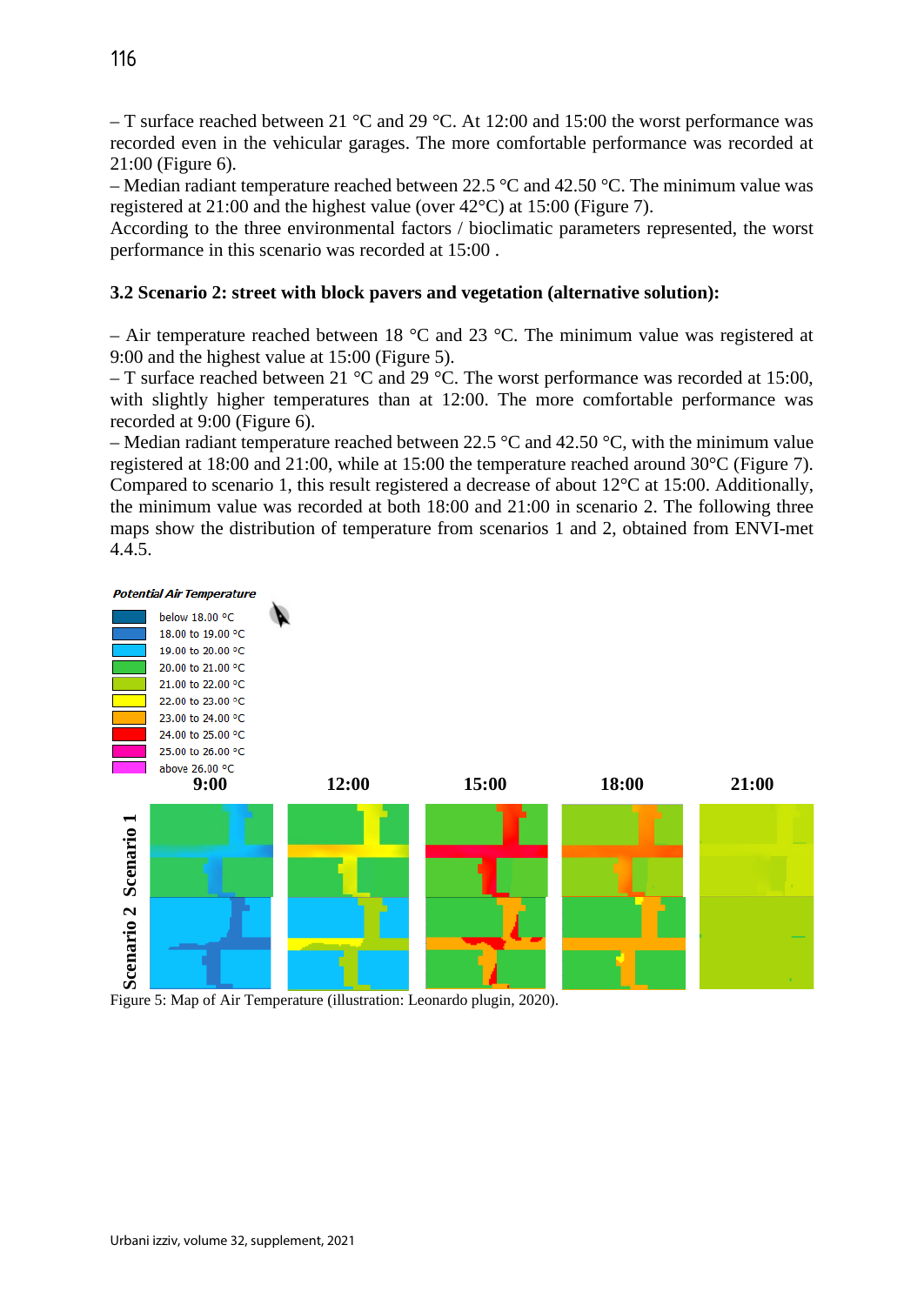– T surface reached between 21 °C and 29 °C. At 12:00 and 15:00 the worst performance was recorded even in the vehicular garages. The more comfortable performance was recorded at 21:00 (Figure 6).

– Median radiant temperature reached between 22.5 °C and 42.50 °C. The minimum value was registered at 21:00 and the highest value (over 42°C) at 15:00 (Figure 7).

According to the three environmental factors / bioclimatic parameters represented, the worst performance in this scenario was recorded at 15:00 .

### 3.2 Scenario 2: street with block pavers and vegetation (alternative solution):

– Air temperature reached between 18 °C and 23 °C. The minimum value was registered at 9:00 and the highest value at 15:00 (Figure 5).

– T surface reached between 21 °C and 29 °C. The worst performance was recorded at 15:00, with slightly higher temperatures than at 12:00. The more comfortable performance was recorded at 9:00 (Figure 6).

– Median radiant temperature reached between 22.5 °C and 42.50 °C, with the minimum value registered at 18:00 and 21:00, while at 15:00 the temperature reached around 30°C (Figure 7). Compared to scenario 1, this result registered a decrease of about 12°C at 15:00. Additionally, the minimum value was recorded at both 18:00 and 21:00 in scenario 2. The following three maps show the distribution of temperature from scenarios 1 and 2, obtained from ENVI-met 4.4.5.

Figure 5: Map of Air Temperature (illustration: Leonardo plugin, 2020).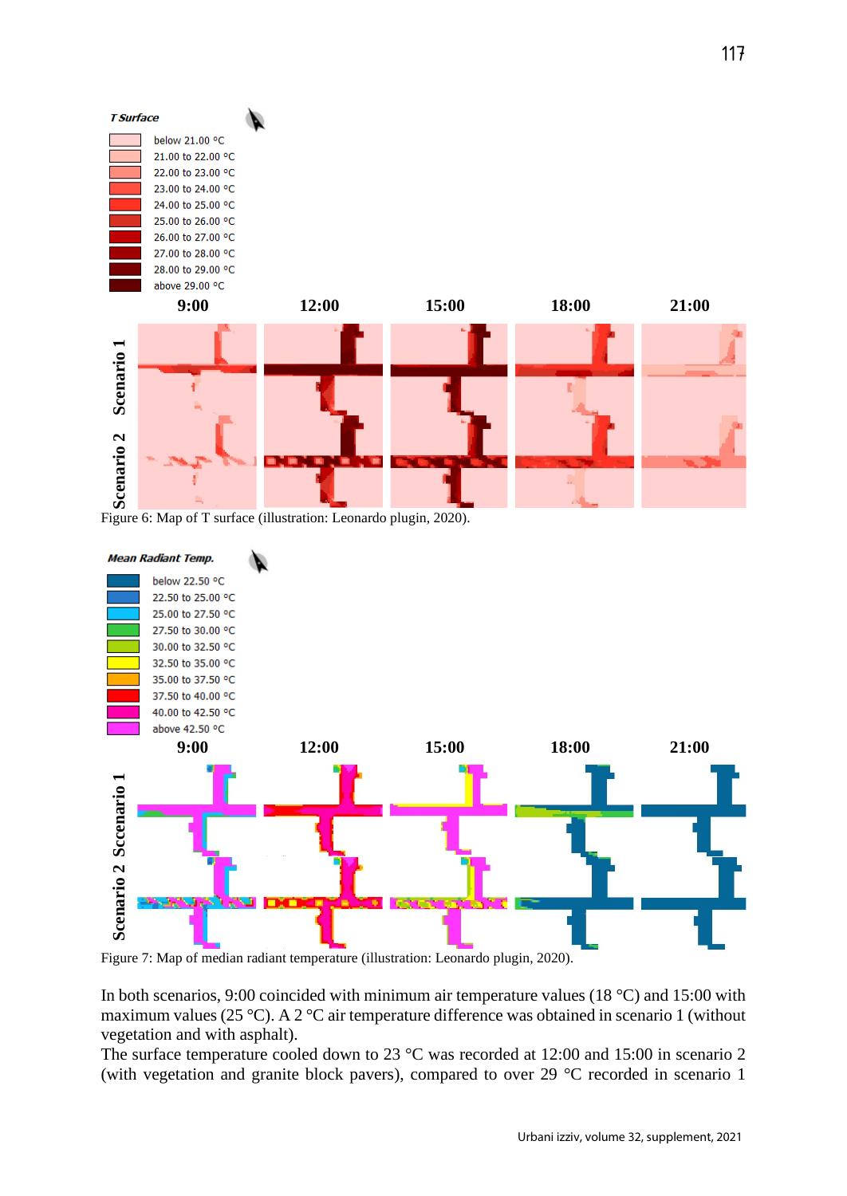Figure 6: Map of T surface (illustration: Leonardo plugin, 2020).

Figure 7: Map of median radiant temperature (illustration: Leonardo plugin, 2020).

In both scenarios, 9:00 coincided with minimum air temperature values (18 °C) and 15:00 with maximum values (25 °C). A 2 °C air temperature difference was obtained in scenario 1 (without vegetation and with asphalt).

The surface temperature cooled down to 23 °C was recorded at 12:00 and 15:00 in scenario 2 (with vegetation and granite block pavers), compared to over 29 °C recorded in scenario 1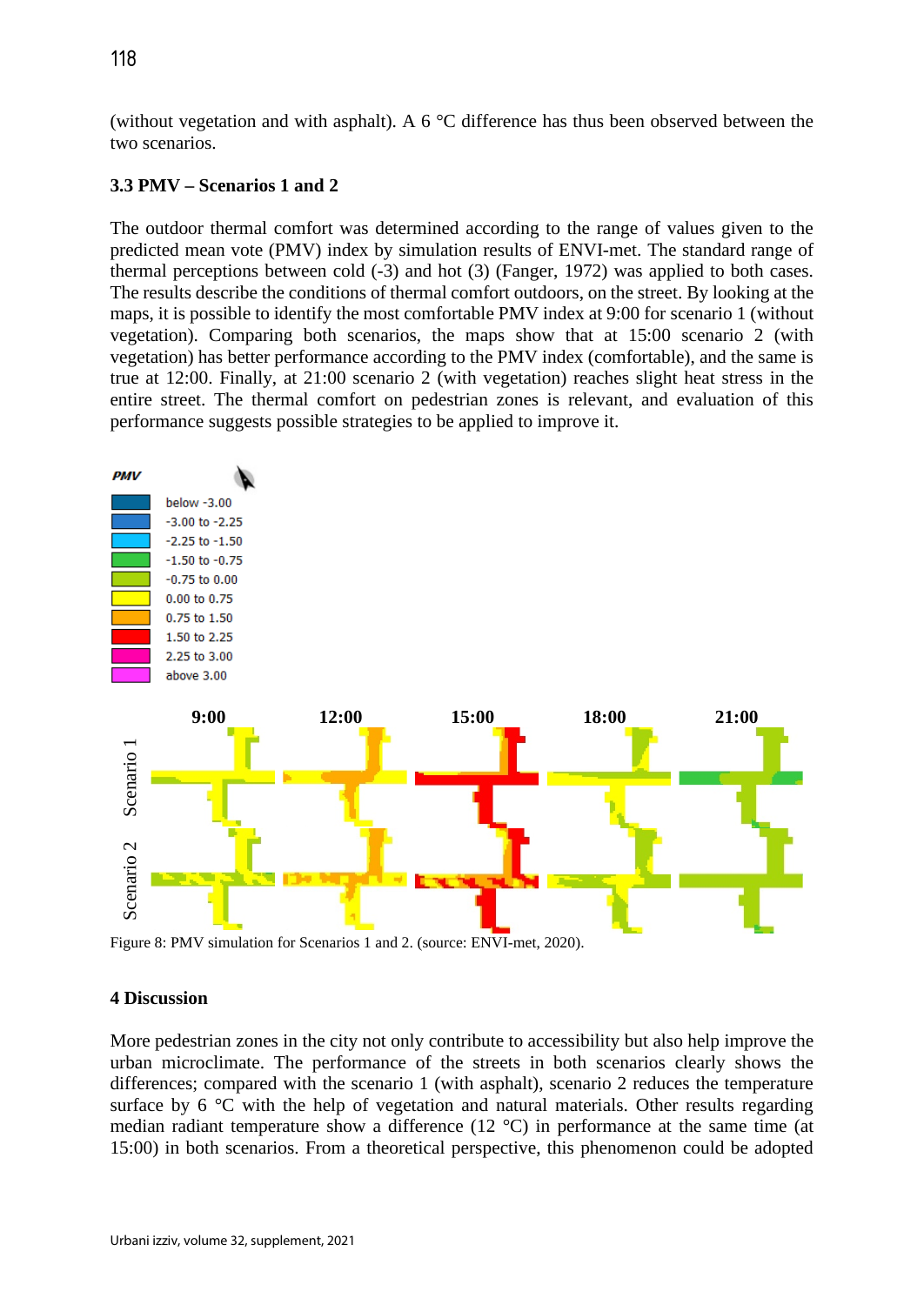(without vegetation and with asphalt). A 6 °C difference has thus been observed between the two scenarios.

### 3.3 PMV – Scenarios 1 and 2

The outdoor thermal comfort was determined according to the range of values given to the predicted mean vote (PMV) index by simulation results of ENVI-met. The standard range of thermal perceptions between cold (-3) and hot (3) (Fanger, 1972) was applied to both cases. The results describe the conditions of thermal comfort outdoors, on the street. By looking at the maps, it is possible to identify the most comfortable PMV index at 9:00 for scenario 1 (without vegetation). Comparing both scenarios, the maps show that at 15:00 scenario 2 (with vegetation) has better performance according to the PMV index (comfortable), and the same is true at 12:00. Finally, at 21:00 scenario 2 (with vegetation) reaches slight heat stress in the entire street. The thermal comfort on pedestrian zones is relevant, and evaluation of this performance suggests possible strategies to be applied to improve it.

Figure 8: PMV simulation for Scenarios 1 and 2. (source: ENVI-met, 2020).

## 4 Discussion

More pedestrian zones in the city not only contribute to accessibility but also help improve the urban microclimate. The performance of the streets in both scenarios clearly shows the differences; compared with the scenario 1 (with asphalt), scenario 2 reduces the temperature surface by 6 °C with the help of vegetation and natural materials. Other results regarding median radiant temperature show a difference (12 °C) in performance at the same time (at 15:00) in both scenarios. From a theoretical perspective, this phenomenon could be adopted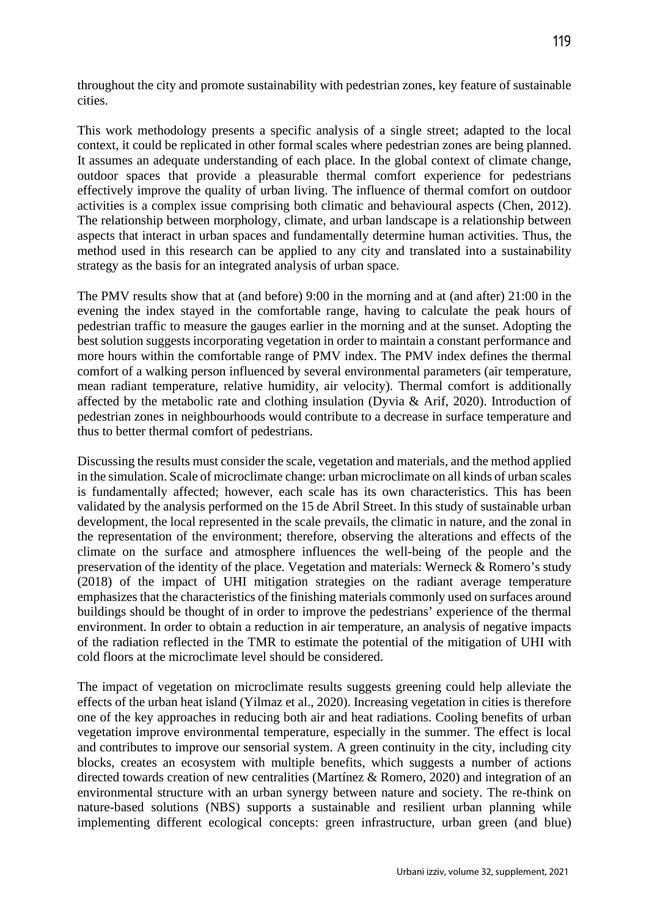throughout the city and promote sustainability with pedestrian zones, key feature of sustainable cities.

This work methodology presents a specific analysis of a single street; adapted to the local context, it could be replicated in other formal scales where pedestrian zones are being planned. It assumes an adequate understanding of each place. In the global context of climate change, outdoor spaces that provide a pleasurable thermal comfort experience for pedestrians effectively improve the quality of urban living. The influence of thermal comfort on outdoor activities is a complex issue comprising both climatic and behavioural aspects (Chen, 2012). The relationship between morphology, climate, and urban landscape is a relationship between aspects that interact in urban spaces and fundamentally determine human activities. Thus, the method used in this research can be applied to any city and translated into a sustainability strategy as the basis for an integrated analysis of urban space.

The PMV results show that at (and before) 9:00 in the morning and at (and after) 21:00 in the evening the index stayed in the comfortable range, having to calculate the peak hours of pedestrian traffic to measure the gauges earlier in the morning and at the sunset. Adopting the best solution suggests incorporating vegetation in order to maintain a constant performance and more hours within the comfortable range of PMV index. The PMV index defines the thermal comfort of a walking person influenced by several environmental parameters (air temperature, mean radiant temperature, relative humidity, air velocity). Thermal comfort is additionally affected by the metabolic rate and clothing insulation (Dyvia & Arif, 2020). Introduction of pedestrian zones in neighbourhoods would contribute to a decrease in surface temperature and thus to better thermal comfort of pedestrians.

Discussing the results must consider the scale, vegetation and materials, and the method applied in the simulation. Scale of microclimate change: urban microclimate on all kinds of urban scales is fundamentally affected; however, each scale has its own characteristics. This has been validated by the analysis performed on the 15 de Abril Street. In this study of sustainable urban development, the local represented in the scale prevails, the climatic in nature, and the zonal in the representation of the environment; therefore, observing the alterations and effects of the climate on the surface and atmosphere influences the well-being of the people and the preservation of the identity of the place. Vegetation and materials: Werneck & Romero's study (2018) of the impact of UHI mitigation strategies on the radiant average temperature emphasizes that the characteristics of the finishing materials commonly used on surfaces around buildings should be thought of in order to improve the pedestrians' experience of the thermal environment. In order to obtain a reduction in air temperature, an analysis of negative impacts of the radiation reflected in the TMR to estimate the potential of the mitigation of UHI with cold floors at the microclimate level should be considered.

The impact of vegetation on microclimate results suggests greening could help alleviate the effects of the urban heat island (Yilmaz et al., 2020). Increasing vegetation in cities is therefore one of the key approaches in reducing both air and heat radiations. Cooling benefits of urban vegetation improve environmental temperature, especially in the summer. The effect is local and contributes to improve our sensorial system. A green continuity in the city, including city blocks, creates an ecosystem with multiple benefits, which suggests a number of actions directed towards creation of new centralities (Martínez & Romero, 2020) and integration of an environmental structure with an urban synergy between nature and society. The re-think on nature-based solutions (NBS) supports a sustainable and resilient urban planning while implementing different ecological concepts: green infrastructure, urban green (and blue)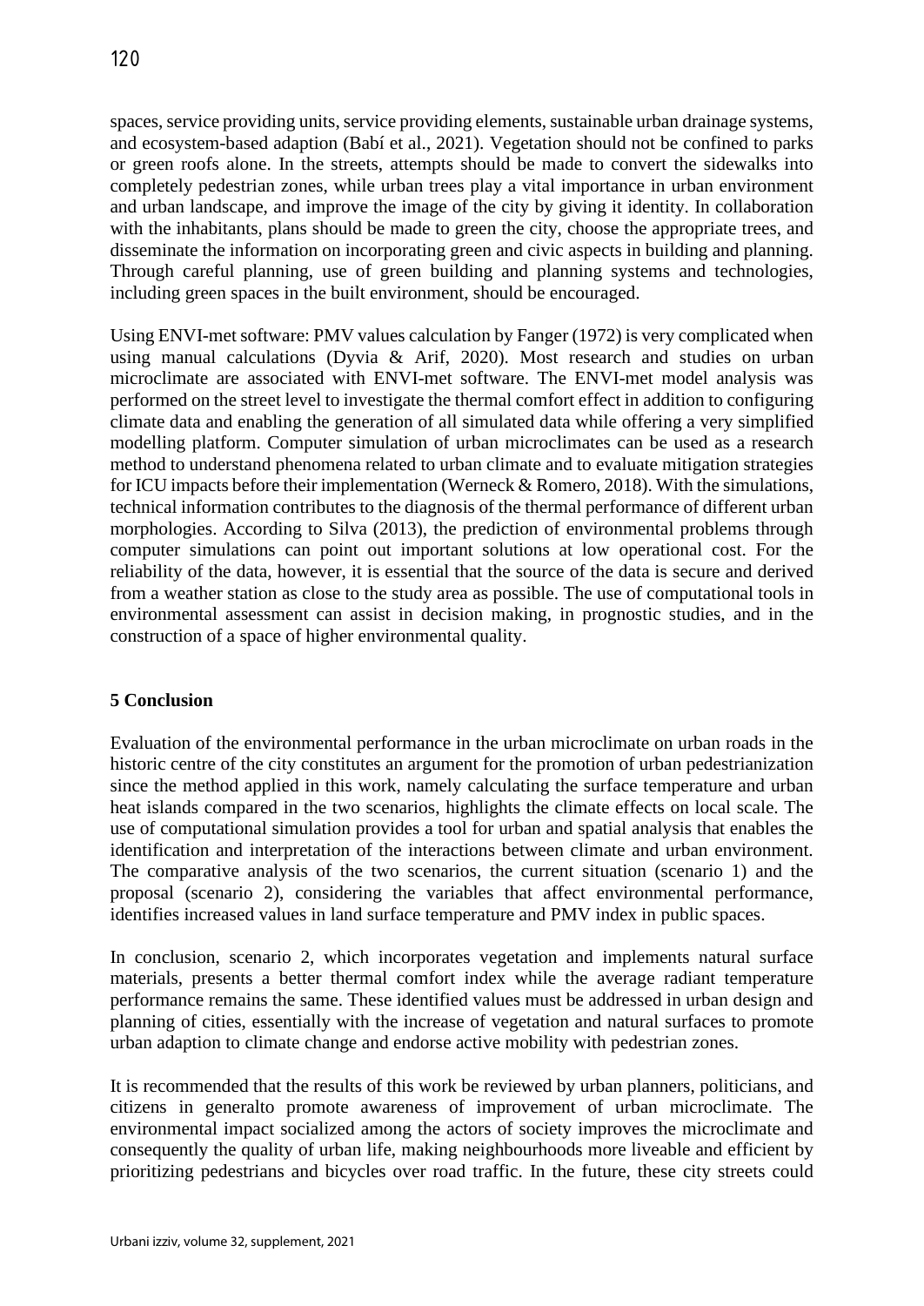spaces, service providing units, service providing elements, sustainable urban drainage systems, and ecosystem-based adaption (Babí et al., 2021). Vegetation should not be confined to parks or green roofs alone. In the streets, attempts should be made to convert the sidewalks into completely pedestrian zones, while urban trees play a vital importance in urban environment and urban landscape, and improve the image of the city by giving it identity. In collaboration with the inhabitants, plans should be made to green the city, choose the appropriate trees, and disseminate the information on incorporating green and civic aspects in building and planning. Through careful planning, use of green building and planning systems and technologies, including green spaces in the built environment, should be encouraged.

Using ENVI-met software: PMV values calculation by Fanger (1972) is very complicated when using manual calculations (Dyvia & Arif, 2020). Most research and studies on urban microclimate are associated with ENVI-met software. The ENVI-met model analysis was performed on the street level to investigate the thermal comfort effect in addition to configuring climate data and enabling the generation of all simulated data while offering a very simplified modelling platform. Computer simulation of urban microclimates can be used as a research method to understand phenomena related to urban climate and to evaluate mitigation strategies for ICU impacts before their implementation (Werneck & Romero, 2018). With the simulations, technical information contributes to the diagnosis of the thermal performance of different urban morphologies. According to Silva (2013), the prediction of environmental problems through computer simulations can point out important solutions at low operational cost. For the reliability of the data, however, it is essential that the source of the data is secure and derived from a weather station as close to the study area as possible. The use of computational tools in environmental assessment can assist in decision making, in prognostic studies, and in the construction of a space of higher environmental quality.

## 5 Conclusion

Evaluation of the environmental performance in the urban microclimate on urban roads in the historic centre of the city constitutes an argument for the promotion of urban pedestrianization since the method applied in this work, namely calculating the surface temperature and urban heat islands compared in the two scenarios, highlights the climate effects on local scale. The use of computational simulation provides a tool for urban and spatial analysis that enables the identification and interpretation of the interactions between climate and urban environment. The comparative analysis of the two scenarios, the current situation (scenario 1) and the proposal (scenario 2), considering the variables that affect environmental performance, identifies increased values in land surface temperature and PMV index in public spaces.

In conclusion, scenario 2, which incorporates vegetation and implements natural surface materials, presents a better thermal comfort index while the average radiant temperature performance remains the same. These identified values must be addressed in urban design and planning of cities, essentially with the increase of vegetation and natural surfaces to promote urban adaption to climate change and endorse active mobility with pedestrian zones.

It is recommended that the results of this work be reviewed by urban planners, politicians, and citizens in generalto promote awareness of improvement of urban microclimate. The environmental impact socialized among the actors of society improves the microclimate and consequently the quality of urban life, making neighbourhoods more liveable and efficient by prioritizing pedestrians and bicycles over road traffic. In the future, these city streets could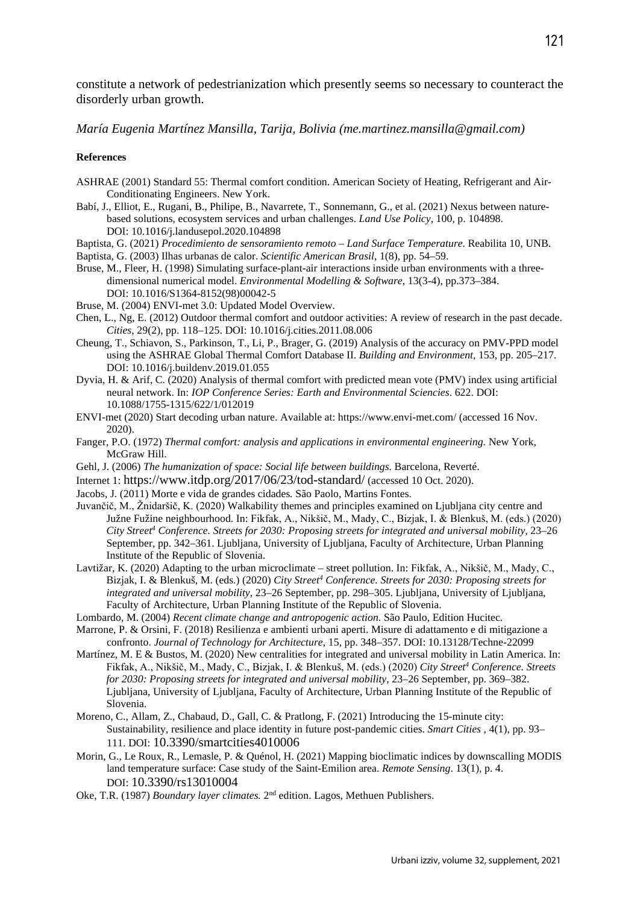constitute a network of pedestrianization which presently seems so necessary to counteract the disorderly urban growth.

*María Eugenia Martínez Mansilla, Tarija, Bolivia (me.martinez.mansilla@gmail.com)*

**References**

ASHRAE (2001) Standard 55: Thermal comfort condition. American Society of Heating, Refrigerant and Air-Conditionating Engineers. New York.

Babí, J., Elliot, E., Rugani, B., Philipe, B., Navarrete, T., Sonnemann, G., et al. (2021) Nexus between nature-based solutions, ecosystem services and urban challenges. *Land Use Policy*, 100, p. 104898. DOI: 10.1016/j.landusepol.2020.104898

Baptista, G. (2021) *Procedimiento de sensoramiento remoto – Land Surface Temperature.* Reabilita 10, UNB.

Baptista, G. (2003) Ilhas urbanas de calor. *Scientific American Brasil*, 1(8), pp. 54–59.

Bruse, M., Fleer, H. (1998) Simulating surface-plant-air interactions inside urban environments with a three-dimensional numerical model. *Environmental Modelling & Software*, 13(3-4), pp.373–384. DOI: 10.1016/S1364-8152(98)00042-5

Bruse, M. (2004) ENVI-met 3.0: Updated Model Overview.

Chen, L., Ng, E. (2012) Outdoor thermal comfort and outdoor activities: A review of research in the past decade. *Cities*, 29(2), pp. 118–125. DOI: 10.1016/j.cities.2011.08.006

Cheung, T., Schiavon, S., Parkinson, T., Li, P., Brager, G. (2019) Analysis of the accuracy on PMV-PPD model using the ASHRAE Global Thermal Comfort Database II. *Building and Environment*, 153, pp. 205–217. DOI: 10.1016/j.buildenv.2019.01.055

Dyvia, H. & Arif, C. (2020) Analysis of thermal comfort with predicted mean vote (PMV) index using artificial neural network. In: *IOP Conference Series: Earth and Environmental Sciencies*. 622. DOI: 10.1088/1755-1315/622/1/012019

ENVI-met (2020) Start decoding urban nature. Available at: https://www.envi-met.com/ (accessed 16 Nov. 2020).

Fanger, P.O. (1972) *Thermal comfort: analysis and applications in environmental engineering.* New York, McGraw Hill.

Gehl, J. (2006) *The humanization of space: Social life between buildings.* Barcelona, Reverté.

Internet 1: https://www.itdp.org/2017/06/23/tod-standard/ (accessed 10 Oct. 2020).

Jacobs, J. (2011) Morte e vida de grandes cidades*.* São Paolo, Martins Fontes.

Juvančič, M., Žnidaršič, K. (2020) Walkability themes and principles examined on Ljubljana city centre and Južne Fužine neighbourhood. In: Fikfak, A., Nikšič, M., Mady, C., Bizjak, I. & Blenkuš, M. (eds.) (2020) *City Street[4] Conference. Streets for 2030: Proposing streets for integrated and universal mobility,* 23–26 September, pp. 342–361. Ljubljana, University of Ljubljana, Faculty of Architecture, Urban Planning Institute of the Republic of Slovenia.

Lavtižar, K. (2020) Adapting to the urban microclimate – street pollution. In: Fikfak, A., Nikšič, M., Mady, C., Bizjak, I. & Blenkuš, M. (eds.) (2020) *City Street[4] Conference. Streets for 2030: Proposing streets for integrated and universal mobility,* 23–26 September, pp. 298–305. Ljubljana, University of Ljubljana, Faculty of Architecture, Urban Planning Institute of the Republic of Slovenia.

Lombardo, M. (2004) *Recent climate change and antropogenic action.* São Paulo, Edition Hucitec.

Marrone, P. & Orsini, F. (2018) Resilienza e ambienti urbani aperti. Misure di adattamento e di mitigazione a confronto. *Journal of Technology for Architecture*, 15, pp. 348–357. DOI: 10.13128/Techne-22099

Martínez, M. E & Bustos, M. (2020) New centralities for integrated and universal mobility in Latin America. In: Fikfak, A., Nikšič, M., Mady, C., Bizjak, I. & Blenkuš, M. (eds.) (2020) *City Street[4] Conference. Streets for 2030: Proposing streets for integrated and universal mobility,* 23–26 September, pp. 369–382. Ljubljana, University of Ljubljana, Faculty of Architecture, Urban Planning Institute of the Republic of Slovenia.

Moreno, C., Allam, Z., Chabaud, D., Gall, C. & Pratlong, F. (2021) Introducing the 15-minute city: Sustainability, resilience and place identity in future post-pandemic cities. *Smart Cities* , 4(1), pp. 93–111. DOI: 10.3390/smartcities4010006

Morin, G., Le Roux, R., Lemasle, P. & Quénol, H. (2021) Mapping bioclimatic indices by downscalling MODIS land temperature surface: Case study of the Saint-Emilion area. *Remote Sensing*. 13(1), p. 4. DOI: 10.3390/rs13010004

Oke, T.R. (1987) *Boundary layer climates.* 2nd edition. Lagos, Methuen Publishers.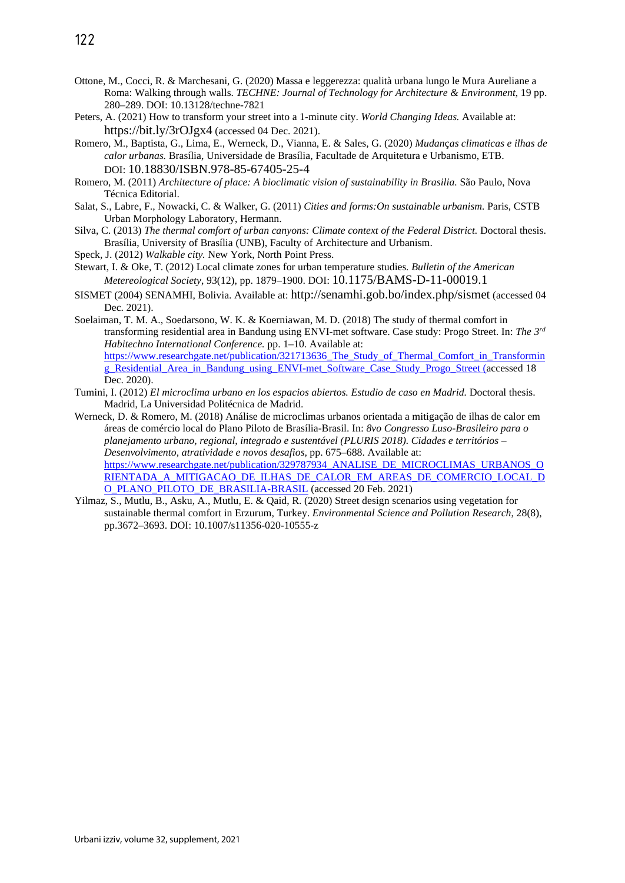Ottone, M., Cocci, R. & Marchesani, G. (2020) Massa e leggerezza: qualità urbana lungo le Mura Aureliane a Roma: Walking through walls. *TECHNE: Journal of Technology for Architecture & Environment*, 19 pp. 280–289. DOI: 10.13128/techne-7821

Peters, A. (2021) How to transform your street into a 1-minute city. *World Changing Ideas.* Available at: https://bit.ly/3rOJgx4 (accessed 04 Dec. 2021).

Romero, M., Baptista, G., Lima, E., Werneck, D., Vianna, E. & Sales, G. (2020) *Mudanças climaticas e ilhas de calor urbanas.* Brasília, Universidade de Brasília, Facultade de Arquitetura e Urbanismo, ETB. DOI: 10.18830/ISBN.978-85-67405-25-4

Romero, M. (2011) *Architecture of place: A bioclimatic vision of sustainability in Brasilia.* São Paulo, Nova Técnica Editorial.

Salat, S., Labre, F., Nowacki, C. & Walker, G. (2011) *Cities and forms:On sustainable urbanism.* Paris, CSTB Urban Morphology Laboratory, Hermann.

Silva, C. (2013) *The thermal comfort of urban canyons: Climate context of the Federal District.* Doctoral thesis. Brasília, University of Brasília (UNB), Faculty of Architecture and Urbanism.

Speck, J. (2012) *Walkable city.* New York, North Point Press.

Stewart, I. & Oke, T. (2012) Local climate zones for urban temperature studies*. Bulletin of the American Metereological Society*, 93(12), pp. 1879–1900. DOI: 10.1175/BAMS-D-11-00019.1

SISMET (2004) SENAMHI, Bolivia. Available at: http://senamhi.gob.bo/index.php/sismet (accessed 04 Dec. 2021).

Soelaiman, T. M. A., Soedarsono, W. K. & Koerniawan, M. D. (2018) The study of thermal comfort in transforming residential area in Bandung using ENVI-met software. Case study: Progo Street. In: *The 3rd Habitechno International Conference.* pp. 1–10. Available at: https://www.researchgate.net/publication/321713636_The_Study_of_Thermal_Comfort_in_Transforming_Residential_Area_in_Bandung_using_ENVI-met_Software_Case_Study_Progo_Street (accessed 18 Dec. 2020).

Tumini, I. (2012) *El microclima urbano en los espacios abiertos. Estudio de caso en Madrid.* Doctoral thesis. Madrid, La Universidad Politécnica de Madrid.

Werneck, D. & Romero, M. (2018) Análise de microclimas urbanos orientada a mitigação de ilhas de calor em áreas de comércio local do Plano Piloto de Brasília-Brasil. In: *8vo Congresso Luso-Brasileiro para o planejamento urbano, regional, integrado e sustentável (PLURIS 2018). Cidades e territórios – Desenvolvimento, atratividade e novos desafios,* pp. 675–688. Available at: https://www.researchgate.net/publication/329787934_ANALISE_DE_MICROCLIMAS_URBANOS_ORIENTADA_A_MITIGACAO_DE_ILHAS_DE_CALOR_EM_AREAS_DE_COMERCIO_LOCAL_DO_PLANO_PILOTO_DE_BRASILIA-BRASIL (accessed 20 Feb. 2021)

Yilmaz, S., Mutlu, B., Asku, A., Mutlu, E. & Qaid, R. (2020) Street design scenarios using vegetation for sustainable thermal comfort in Erzurum, Turkey. *Environmental Science and Pollution Research*, 28(8), pp.3672–3693. DOI: 10.1007/s11356-020-10555-z